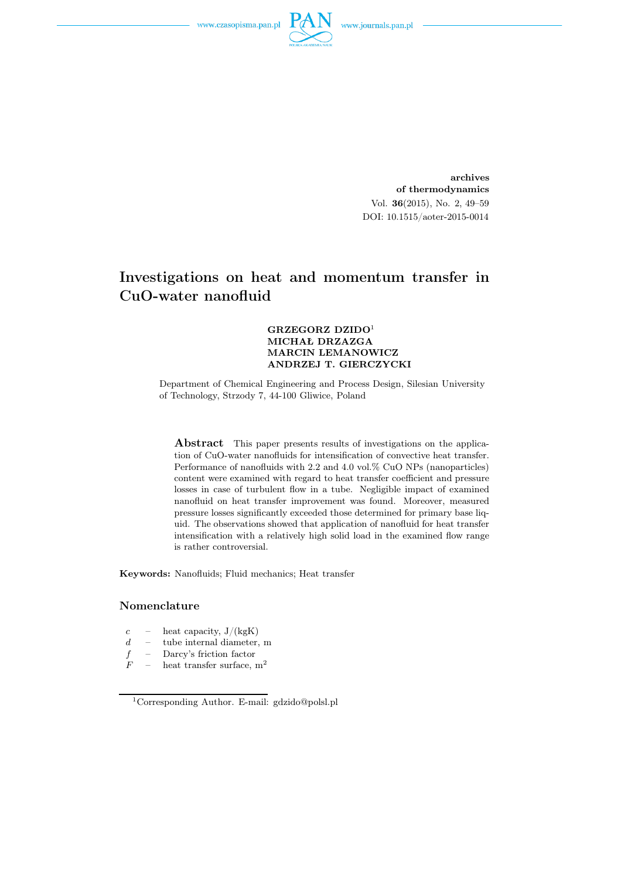**archives of thermodynamics**
Vol. **36**(2015), No. 2, 49–59
DOI: 10.1515/aoter-2015-0014

# Investigations on heat and momentum transfer in CuO-water nanofluid

**GRZEGORZ DZIDO**[1]
**MICHAŁ DRZAZGA**
**MARCIN LEMANOWICZ**
**ANDRZEJ T. GIERCZYCKI**

Department of Chemical Engineering and Process Design, Silesian University of Technology, Strzody 7, 44-100 Gliwice, Poland

**Abstract** This paper presents results of investigations on the application of CuO-water nanofluids for intensification of convective heat transfer. Performance of nanofluids with 2.2 and 4.0 vol.% CuO NPs (nanoparticles) content were examined with regard to heat transfer coefficient and pressure losses in case of turbulent flow in a tube. Negligible impact of examined nanofluid on heat transfer improvement was found. Moreover, measured pressure losses significantly exceeded those determined for primary base liquid. The observations showed that application of nanofluid for heat transfer intensification with a relatively high solid load in the examined flow range is rather controversial.

**Keywords:** Nanofluids; Fluid mechanics; Heat transfer

## Nomenclature

- $c$ – heat capacity, J/(kgK)
- $d$ – tube internal diameter, m
- $f$ – Darcy's friction factor
- $F$ – heat transfer surface, m$^2$

[1]Corresponding Author. E-mail: gdzido@polsl.pl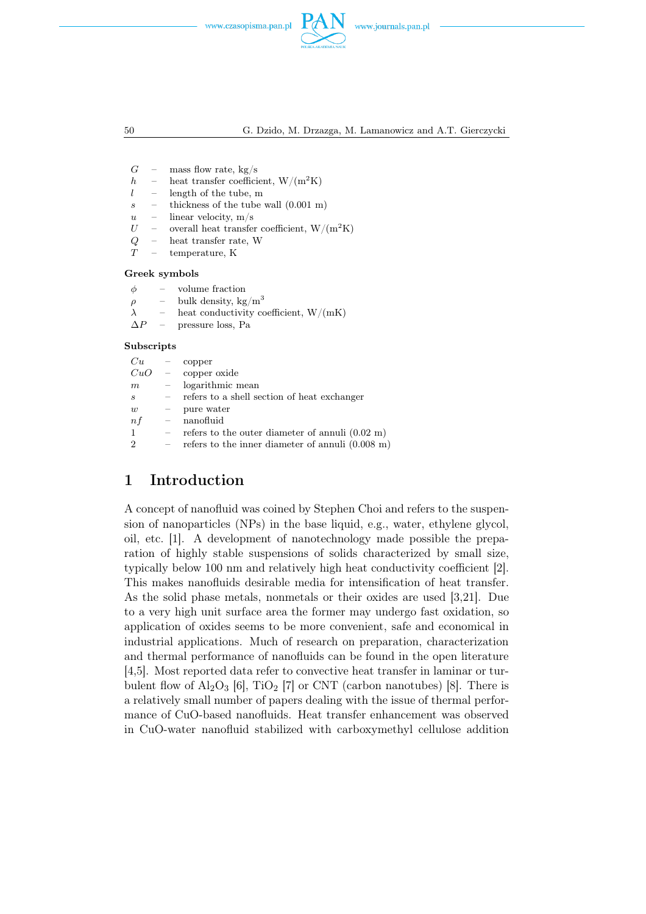$G$ – mass flow rate, kg/s
$h$ – heat transfer coefficient, W/(m$^2$K)
$l$ – length of the tube, m
$s$ – thickness of the tube wall (0.001 m)
$u$ – linear velocity, m/s
$U$ – overall heat transfer coefficient, W/(m$^2$K)
$Q$ – heat transfer rate, W
$T$ – temperature, K

**Greek symbols**

$\phi$ – volume fraction
$\rho$ – bulk density, kg/m$^3$
$\lambda$ – heat conductivity coefficient, W/(mK)
$\Delta P$ – pressure loss, Pa

**Subscripts**

$Cu$ – copper
$CuO$ – copper oxide
$m$ – logarithmic mean
$s$ – refers to a shell section of heat exchanger
$w$ – pure water
$nf$ – nanofluid
1 – refers to the outer diameter of annuli (0.02 m)
2 – refers to the inner diameter of annuli (0.008 m)

# 1 Introduction

A concept of nanofluid was coined by Stephen Choi and refers to the suspension of nanoparticles (NPs) in the base liquid, e.g., water, ethylene glycol, oil, etc. [1]. A development of nanotechnology made possible the preparation of highly stable suspensions of solids characterized by small size, typically below 100 nm and relatively high heat conductivity coefficient [2]. This makes nanofluids desirable media for intensification of heat transfer. As the solid phase metals, nonmetals or their oxides are used [3,21]. Due to a very high unit surface area the former may undergo fast oxidation, so application of oxides seems to be more convenient, safe and economical in industrial applications. Much of research on preparation, characterization and thermal performance of nanofluids can be found in the open literature [4,5]. Most reported data refer to convective heat transfer in laminar or turbulent flow of $Al_2O_3$ [6], $TiO_2$ [7] or CNT (carbon nanotubes) [8]. There is a relatively small number of papers dealing with the issue of thermal performance of CuO-based nanofluids. Heat transfer enhancement was observed in CuO-water nanofluid stabilized with carboxymethyl cellulose addition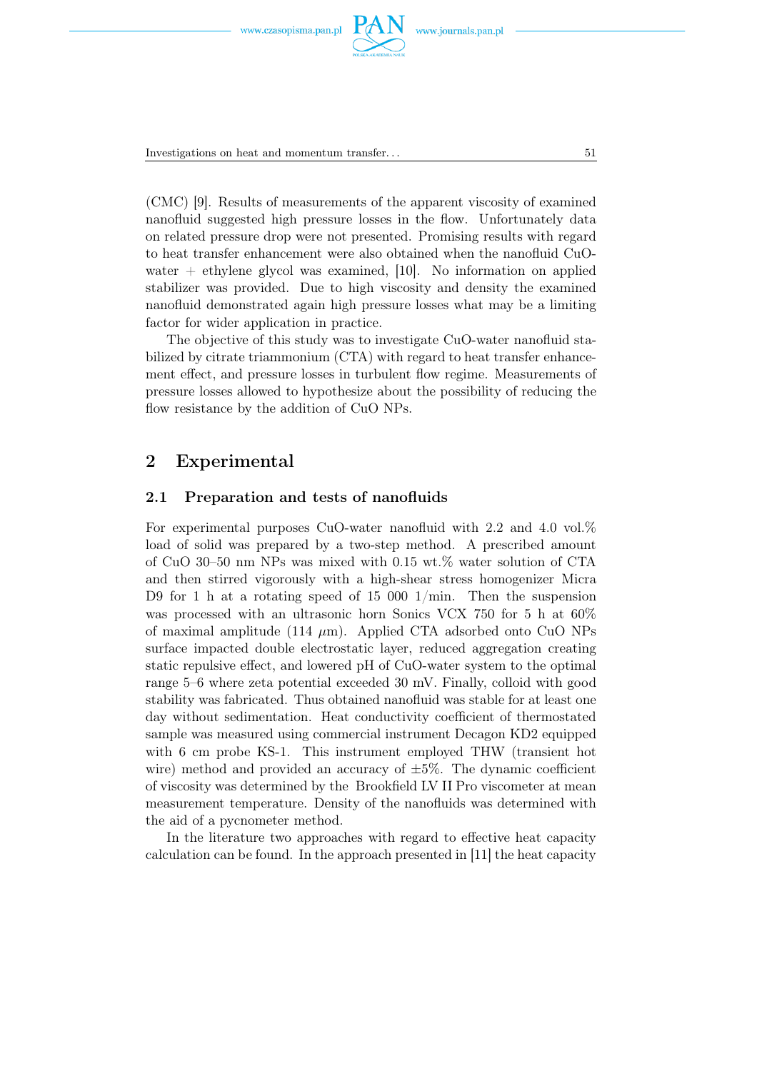(CMC) [9]. Results of measurements of the apparent viscosity of examined nanofluid suggested high pressure losses in the flow. Unfortunately data on related pressure drop were not presented. Promising results with regard to heat transfer enhancement were also obtained when the nanofluid CuO-water + ethylene glycol was examined, [10]. No information on applied stabilizer was provided. Due to high viscosity and density the examined nanofluid demonstrated again high pressure losses what may be a limiting factor for wider application in practice.

The objective of this study was to investigate CuO-water nanofluid stabilized by citrate triammonium (CTA) with regard to heat transfer enhancement effect, and pressure losses in turbulent flow regime. Measurements of pressure losses allowed to hypothesize about the possibility of reducing the flow resistance by the addition of CuO NPs.

# 2 Experimental

## 2.1 Preparation and tests of nanofluids

For experimental purposes CuO-water nanofluid with 2.2 and 4.0 vol.% load of solid was prepared by a two-step method. A prescribed amount of CuO 30–50 nm NPs was mixed with 0.15 wt.% water solution of CTA and then stirred vigorously with a high-shear stress homogenizer Micra D9 for 1 h at a rotating speed of 15 000 1/min. Then the suspension was processed with an ultrasonic horn Sonics VCX 750 for 5 h at 60% of maximal amplitude (114 $\mu$m). Applied CTA adsorbed onto CuO NPs surface impacted double electrostatic layer, reduced aggregation creating static repulsive effect, and lowered pH of CuO-water system to the optimal range 5–6 where zeta potential exceeded 30 mV. Finally, colloid with good stability was fabricated. Thus obtained nanofluid was stable for at least one day without sedimentation. Heat conductivity coefficient of thermostated sample was measured using commercial instrument Decagon KD2 equipped with 6 cm probe KS-1. This instrument employed THW (transient hot wire) method and provided an accuracy of $\pm$5%. The dynamic coefficient of viscosity was determined by the Brookfield LV II Pro viscometer at mean measurement temperature. Density of the nanofluids was determined with the aid of a pycnometer method.

In the literature two approaches with regard to effective heat capacity calculation can be found. In the approach presented in [11] the heat capacity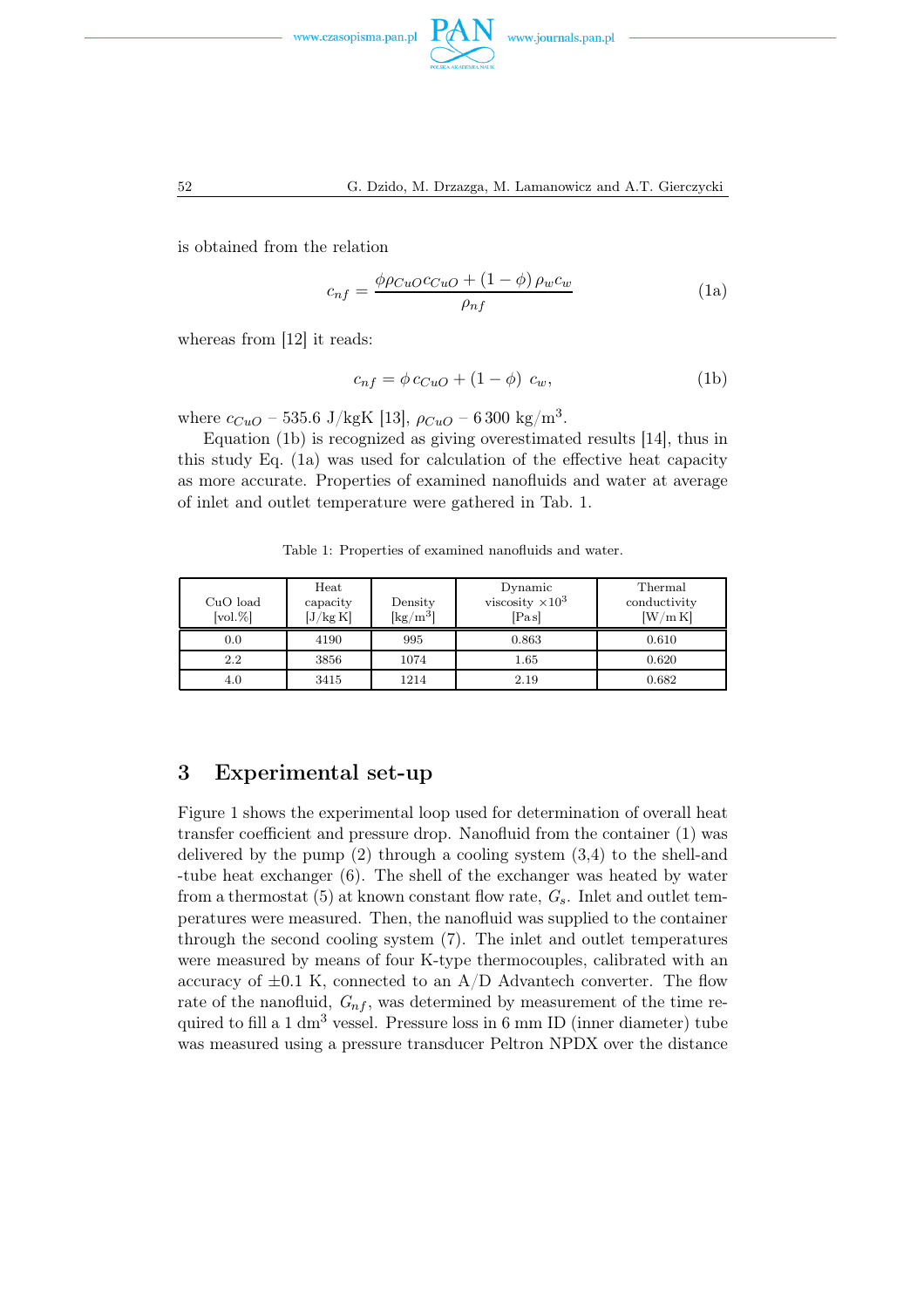is obtained from the relation

$$c_{nf} = \frac{\phi \rho_{CuO} c_{CuO} + (1-\phi)\,\rho_w c_w}{\rho_{nf}} \tag{1a}$$

whereas from [12] it reads:

$$c_{nf} = \phi\, c_{CuO} + (1-\phi)\ c_w, \tag{1b}$$

where $c_{CuO}$ – 535.6 J/kgK [13], $\rho_{CuO}$ – 6 300 kg/m$^3$.

Equation (1b) is recognized as giving overestimated results [14], thus in this study Eq. (1a) was used for calculation of the effective heat capacity as more accurate. Properties of examined nanofluids and water at average of inlet and outlet temperature were gathered in Tab. 1.

Table 1: Properties of examined nanofluids and water.

| CuO load [vol.%] | Heat capacity [J/kg K] | Density [kg/m$^3$] | Dynamic viscosity $\times 10^3$ [Pa s] | Thermal conductivity [W/m K] |
|---|---|---|---|---|
| 0.0 | 4190 | 995 | 0.863 | 0.610 |
| 2.2 | 3856 | 1074 | 1.65 | 0.620 |
| 4.0 | 3415 | 1214 | 2.19 | 0.682 |

## 3 Experimental set-up

Figure 1 shows the experimental loop used for determination of overall heat transfer coefficient and pressure drop. Nanofluid from the container (1) was delivered by the pump (2) through a cooling system (3,4) to the shell-and -tube heat exchanger (6). The shell of the exchanger was heated by water from a thermostat (5) at known constant flow rate, $G_s$. Inlet and outlet temperatures were measured. Then, the nanofluid was supplied to the container through the second cooling system (7). The inlet and outlet temperatures were measured by means of four K-type thermocouples, calibrated with an accuracy of $\pm 0.1$ K, connected to an A/D Advantech converter. The flow rate of the nanofluid, $G_{nf}$, was determined by measurement of the time required to fill a 1 dm$^3$ vessel. Pressure loss in 6 mm ID (inner diameter) tube was measured using a pressure transducer Peltron NPDX over the distance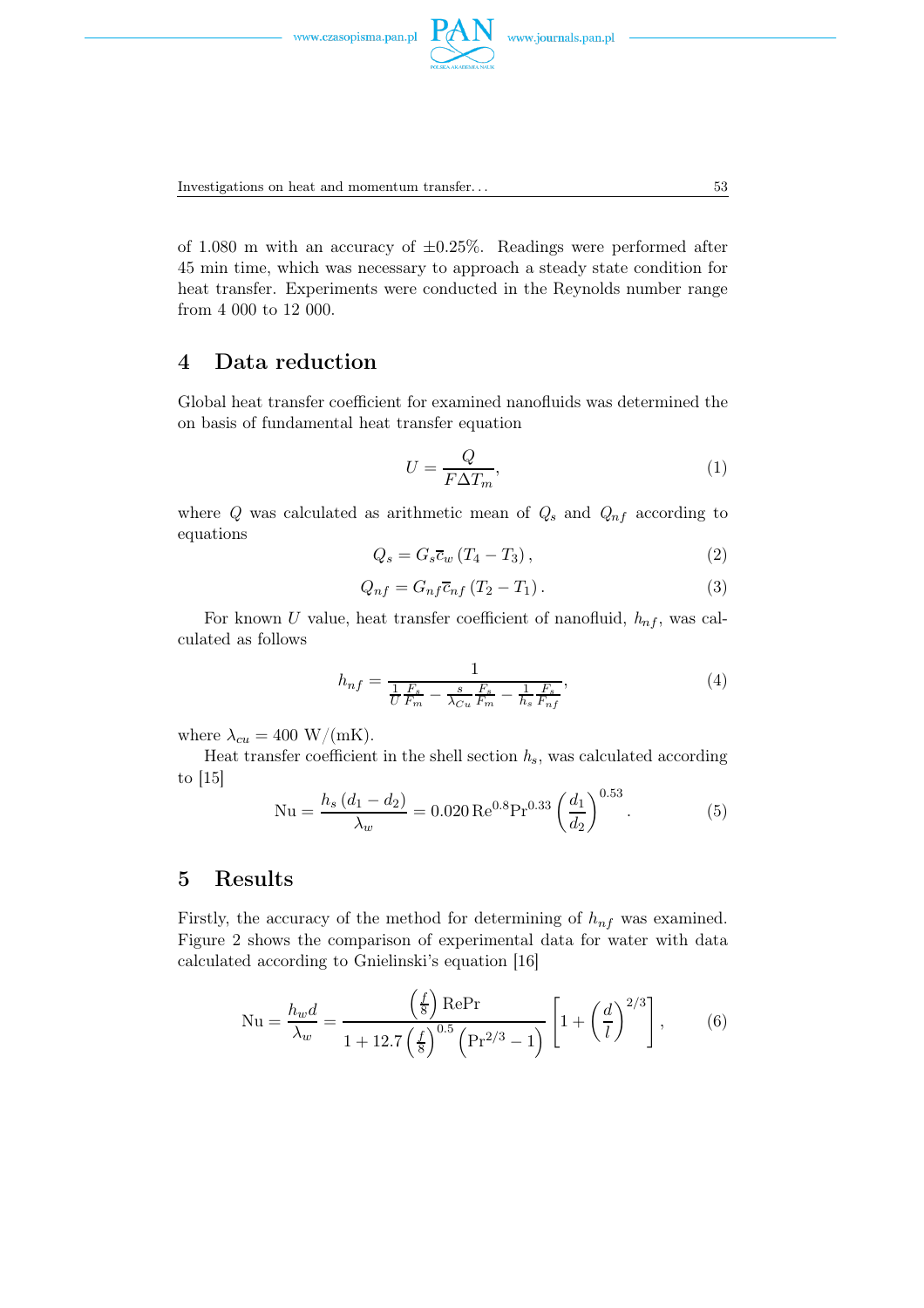of 1.080 m with an accuracy of ±0.25%. Readings were performed after 45 min time, which was necessary to approach a steady state condition for heat transfer. Experiments were conducted in the Reynolds number range from 4 000 to 12 000.

## 4 Data reduction

Global heat transfer coefficient for examined nanofluids was determined the on basis of fundamental heat transfer equation

$$U = \frac{Q}{F\Delta T_m}, \tag{1}$$

where $Q$ was calculated as arithmetic mean of $Q_s$ and $Q_{nf}$ according to equations

$$Q_s = G_s \overline{c}_w \left(T_4 - T_3\right), \tag{2}$$

$$Q_{nf} = G_{nf} \overline{c}_{nf} \left(T_2 - T_1\right). \tag{3}$$

For known $U$ value, heat transfer coefficient of nanofluid, $h_{nf}$, was calculated as follows

$$h_{nf} = \frac{1}{\frac{1}{U}\frac{F_s}{F_m} - \frac{s}{\lambda_{Cu}}\frac{F_s}{F_m} - \frac{1}{h_s}\frac{F_s}{F_{nf}}}, \tag{4}$$

where $\lambda_{cu} = 400$ W/(mK).

Heat transfer coefficient in the shell section $h_s$, was calculated according to [15]

$$\mathrm{Nu} = \frac{h_s\left(d_1 - d_2\right)}{\lambda_w} = 0.020\,\mathrm{Re}^{0.8}\mathrm{Pr}^{0.33}\left(\frac{d_1}{d_2}\right)^{0.53}. \tag{5}$$

## 5 Results

Firstly, the accuracy of the method for determining of $h_{nf}$ was examined. Figure 2 shows the comparison of experimental data for water with data calculated according to Gnielinski's equation [16]

$$\mathrm{Nu} = \frac{h_w d}{\lambda_w} = \frac{\left(\frac{f}{8}\right)\mathrm{RePr}}{1 + 12.7\left(\frac{f}{8}\right)^{0.5}\left(\mathrm{Pr}^{2/3} - 1\right)}\left[1 + \left(\frac{d}{l}\right)^{2/3}\right], \tag{6}$$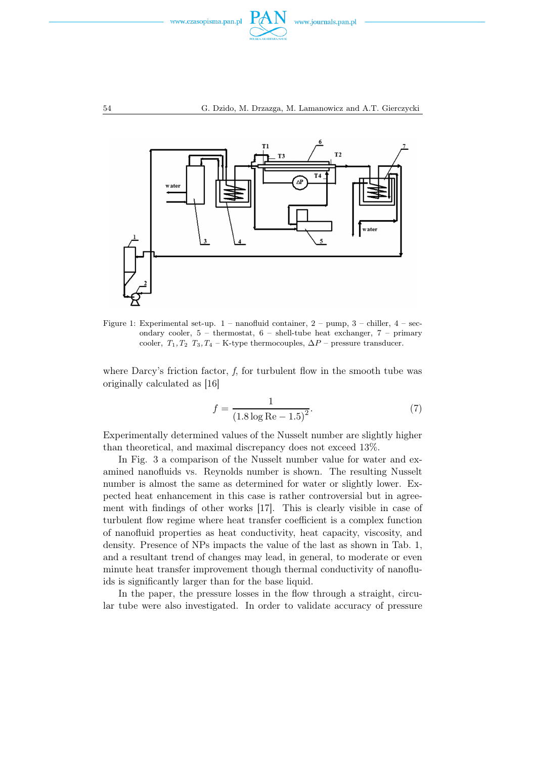Figure 1: Experimental set-up. 1 – nanofluid container, 2 – pump, 3 – chiller, 4 – secondary cooler, 5 – thermostat, 6 – shell-tube heat exchanger, 7 – primary cooler, $T_1, T_2$ $T_3, T_4$ – K-type thermocouples, $\Delta P$ – pressure transducer.

where Darcy's friction factor, $f$, for turbulent flow in the smooth tube was originally calculated as [16]

$$f = \frac{1}{(1.8 \log \mathrm{Re} - 1.5)^2}. \tag{7}$$

Experimentally determined values of the Nusselt number are slightly higher than theoretical, and maximal discrepancy does not exceed 13%.

In Fig. 3 a comparison of the Nusselt number value for water and examined nanofluids vs. Reynolds number is shown. The resulting Nusselt number is almost the same as determined for water or slightly lower. Expected heat enhancement in this case is rather controversial but in agreement with findings of other works [17]. This is clearly visible in case of turbulent flow regime where heat transfer coefficient is a complex function of nanofluid properties as heat conductivity, heat capacity, viscosity, and density. Presence of NPs impacts the value of the last as shown in Tab. 1, and a resultant trend of changes may lead, in general, to moderate or even minute heat transfer improvement though thermal conductivity of nanofluids is significantly larger than for the base liquid.

In the paper, the pressure losses in the flow through a straight, circular tube were also investigated. In order to validate accuracy of pressure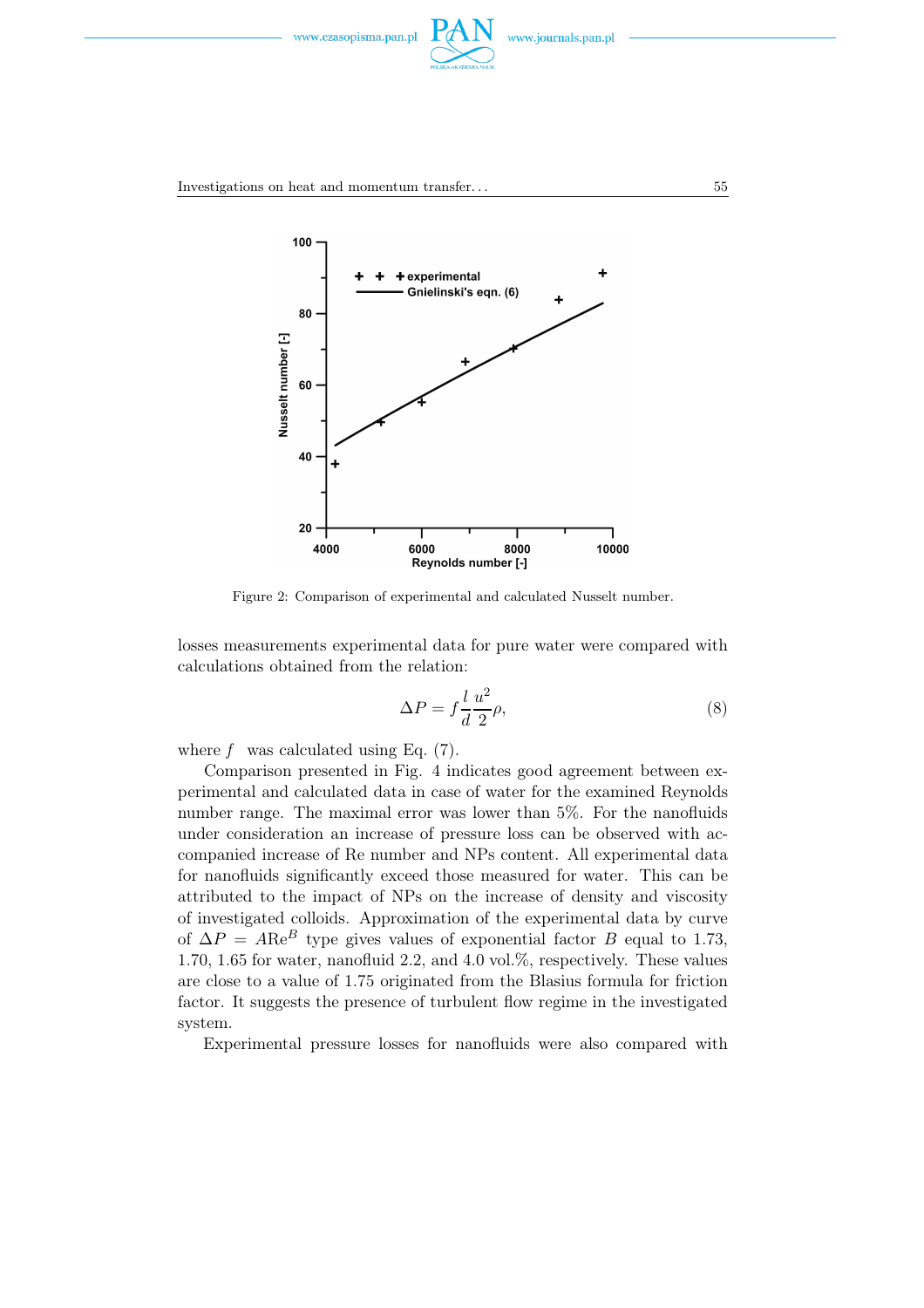Figure 2: Comparison of experimental and calculated Nusselt number.

losses measurements experimental data for pure water were compared with calculations obtained from the relation:

$$\Delta P = f \frac{l}{d} \frac{u^2}{2} \rho, \tag{8}$$

where $f$ was calculated using Eq. (7).

Comparison presented in Fig. 4 indicates good agreement between experimental and calculated data in case of water for the examined Reynolds number range. The maximal error was lower than 5%. For the nanofluids under consideration an increase of pressure loss can be observed with accompanied increase of Re number and NPs content. All experimental data for nanofluids significantly exceed those measured for water. This can be attributed to the impact of NPs on the increase of density and viscosity of investigated colloids. Approximation of the experimental data by curve of $\Delta P = A\text{Re}^B$ type gives values of exponential factor $B$ equal to 1.73, 1.70, 1.65 for water, nanofluid 2.2, and 4.0 vol.%, respectively. These values are close to a value of 1.75 originated from the Blasius formula for friction factor. It suggests the presence of turbulent flow regime in the investigated system.

Experimental pressure losses for nanofluids were also compared with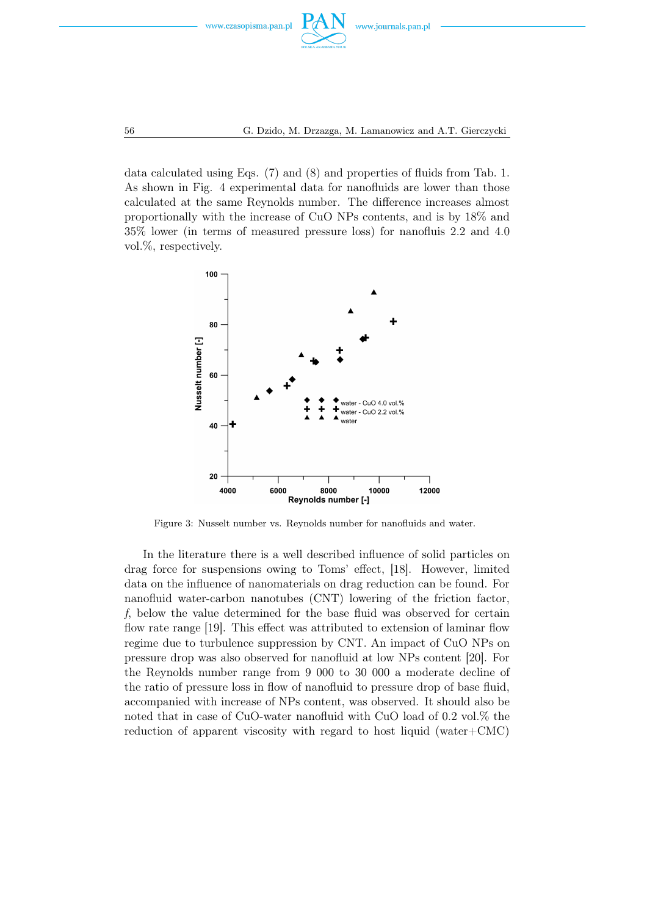data calculated using Eqs. (7) and (8) and properties of fluids from Tab. 1. As shown in Fig. 4 experimental data for nanofluids are lower than those calculated at the same Reynolds number. The difference increases almost proportionally with the increase of CuO NPs contents, and is by 18% and 35% lower (in terms of measured pressure loss) for nanofluis 2.2 and 4.0 vol.%, respectively.

Figure 3: Nusselt number vs. Reynolds number for nanofluids and water.

In the literature there is a well described influence of solid particles on drag force for suspensions owing to Toms' effect, [18]. However, limited data on the influence of nanomaterials on drag reduction can be found. For nanofluid water-carbon nanotubes (CNT) lowering of the friction factor, *f*, below the value determined for the base fluid was observed for certain flow rate range [19]. This effect was attributed to extension of laminar flow regime due to turbulence suppression by CNT. An impact of CuO NPs on pressure drop was also observed for nanofluid at low NPs content [20]. For the Reynolds number range from 9 000 to 30 000 a moderate decline of the ratio of pressure loss in flow of nanofluid to pressure drop of base fluid, accompanied with increase of NPs content, was observed. It should also be noted that in case of CuO-water nanofluid with CuO load of 0.2 vol.% the reduction of apparent viscosity with regard to host liquid (water+CMC)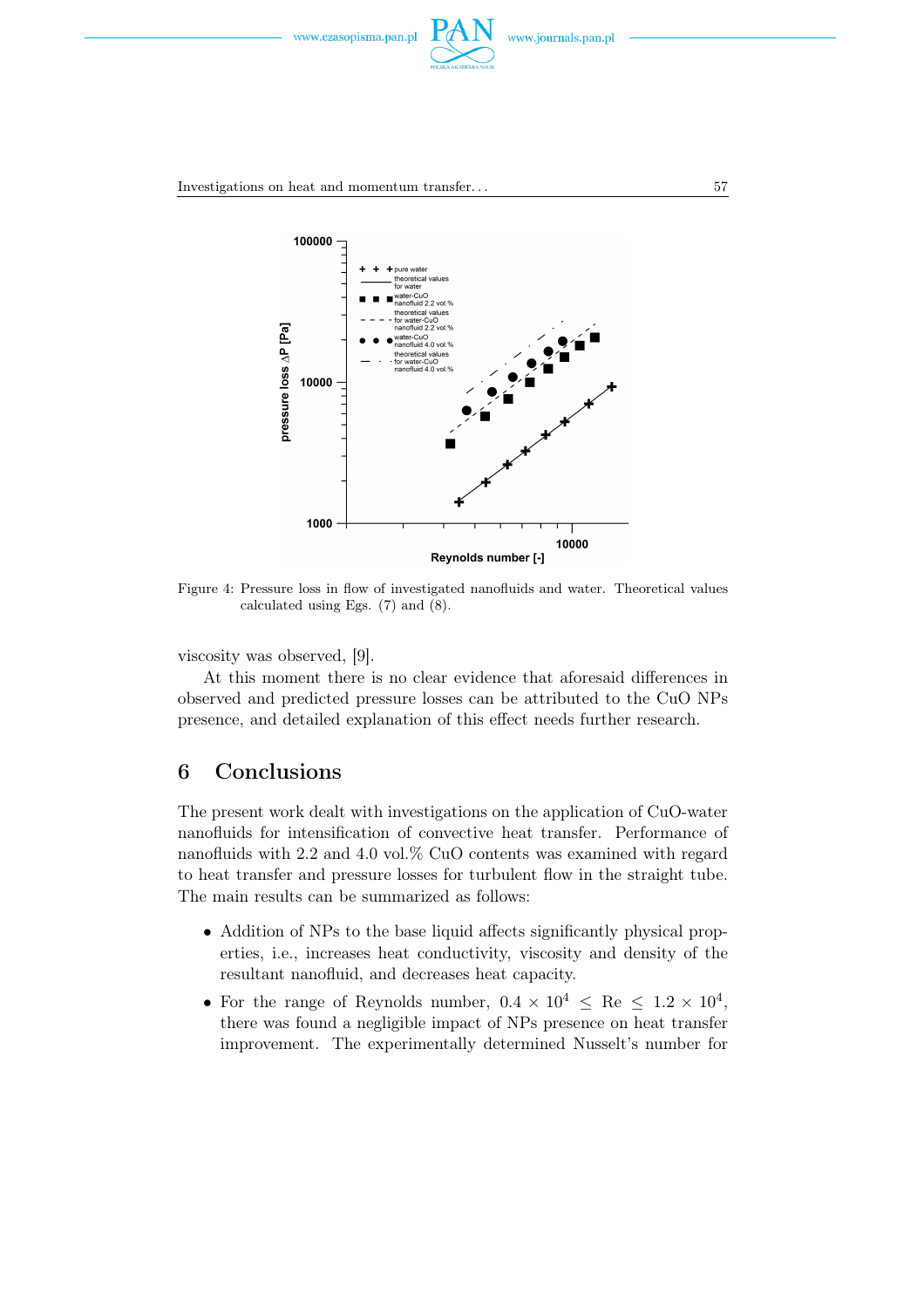Figure 4: Pressure loss in flow of investigated nanofluids and water. Theoretical values calculated using Egs. (7) and (8).

viscosity was observed, [9].

At this moment there is no clear evidence that aforesaid differences in observed and predicted pressure losses can be attributed to the CuO NPs presence, and detailed explanation of this effect needs further research.

# 6 Conclusions

The present work dealt with investigations on the application of CuO-water nanofluids for intensification of convective heat transfer. Performance of nanofluids with 2.2 and 4.0 vol.% CuO contents was examined with regard to heat transfer and pressure losses for turbulent flow in the straight tube. The main results can be summarized as follows:

- Addition of NPs to the base liquid affects significantly physical properties, i.e., increases heat conductivity, viscosity and density of the resultant nanofluid, and decreases heat capacity.
- For the range of Reynolds number, $0.4 \times 10^4 \leq \text{Re} \leq 1.2 \times 10^4$, there was found a negligible impact of NPs presence on heat transfer improvement. The experimentally determined Nusselt's number for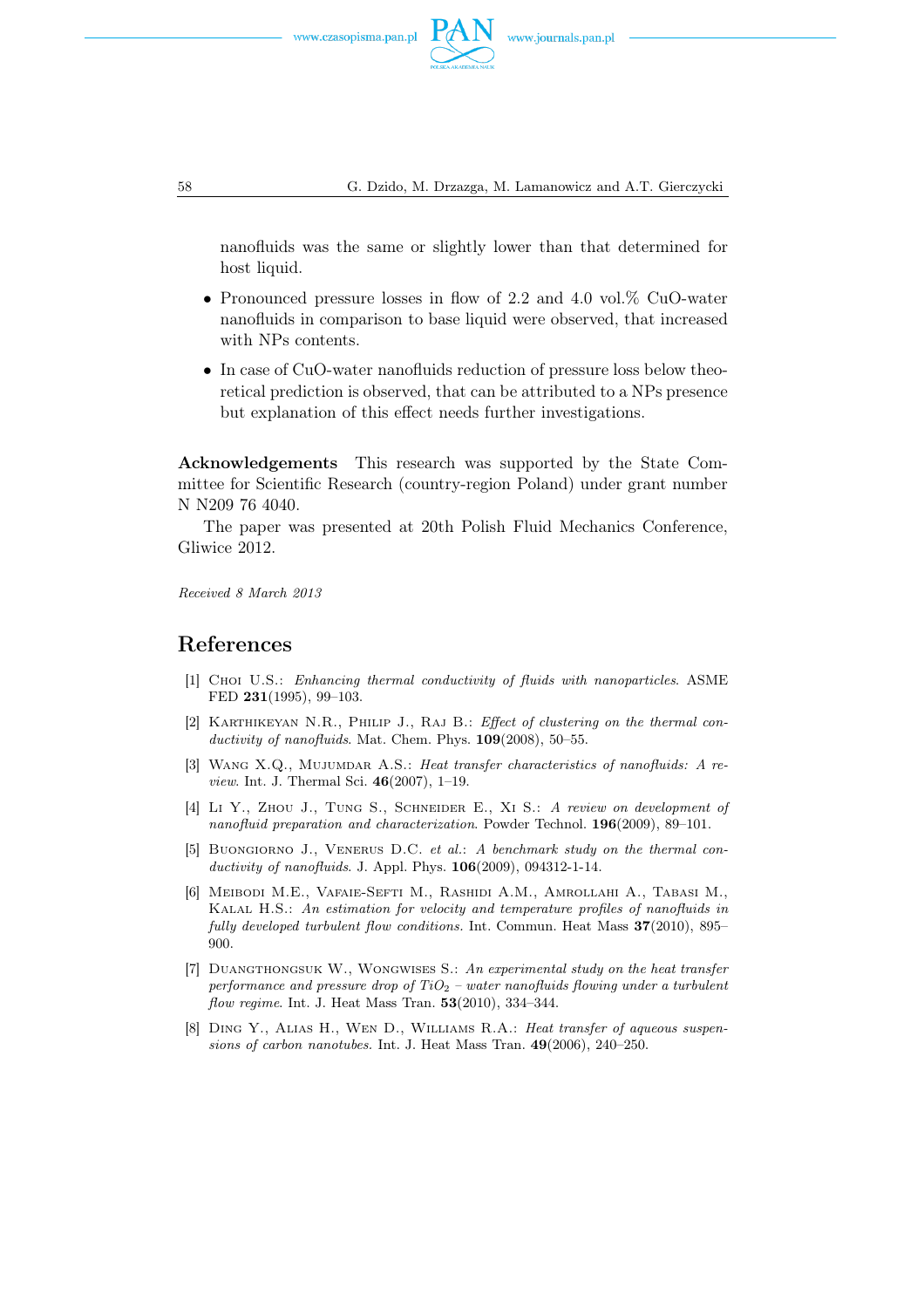nanofluids was the same or slightly lower than that determined for host liquid.

- Pronounced pressure losses in flow of 2.2 and 4.0 vol.% CuO-water nanofluids in comparison to base liquid were observed, that increased with NPs contents.
- In case of CuO-water nanofluids reduction of pressure loss below theoretical prediction is observed, that can be attributed to a NPs presence but explanation of this effect needs further investigations.

**Acknowledgements** This research was supported by the State Committee for Scientific Research (country-region Poland) under grant number N N209 76 4040.

The paper was presented at 20th Polish Fluid Mechanics Conference, Gliwice 2012.

*Received 8 March 2013*

## References

[1] Choi U.S.: *Enhancing thermal conductivity of fluids with nanoparticles*. ASME FED **231**(1995), 99–103.

[2] Karthikeyan N.R., Philip J., Raj B.: *Effect of clustering on the thermal conductivity of nanofluids*. Mat. Chem. Phys. **109**(2008), 50–55.

[3] Wang X.Q., Mujumdar A.S.: *Heat transfer characteristics of nanofluids: A review*. Int. J. Thermal Sci. **46**(2007), 1–19.

[4] Li Y., Zhou J., Tung S., Schneider E., Xi S.: *A review on development of nanofluid preparation and characterization*. Powder Technol. **196**(2009), 89–101.

[5] Buongiorno J., Venerus D.C. *et al.*: *A benchmark study on the thermal conductivity of nanofluids*. J. Appl. Phys. **106**(2009), 094312-1-14.

[6] Meibodi M.E., Vafaie-Sefti M., Rashidi A.M., Amrollahi A., Tabasi M., Kalal H.S.: *An estimation for velocity and temperature profiles of nanofluids in fully developed turbulent flow conditions*. Int. Commun. Heat Mass **37**(2010), 895–900.

[7] Duangthongsuk W., Wongwises S.: *An experimental study on the heat transfer performance and pressure drop of $TiO_2$ – water nanofluids flowing under a turbulent flow regime*. Int. J. Heat Mass Tran. **53**(2010), 334–344.

[8] Ding Y., Alias H., Wen D., Williams R.A.: *Heat transfer of aqueous suspensions of carbon nanotubes*. Int. J. Heat Mass Tran. **49**(2006), 240–250.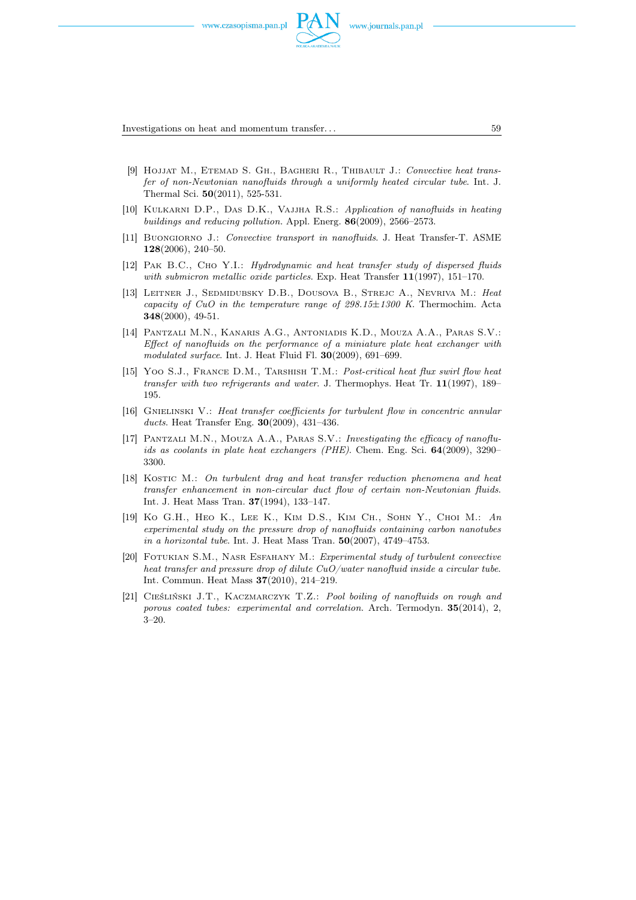[9] Hojjat M., Etemad S. Gh., Bagheri R., Thibault J.: *Convective heat transfer of non-Newtonian nanofluids through a uniformly heated circular tube*. Int. J. Thermal Sci. **50**(2011), 525-531.

[10] Kulkarni D.P., Das D.K., Vajjha R.S.: *Application of nanofluids in heating buildings and reducing pollution*. Appl. Energ. **86**(2009), 2566–2573.

[11] Buongiorno J.: *Convective transport in nanofluids*. J. Heat Transfer-T. ASME **128**(2006), 240–50.

[12] Pak B.C., Cho Y.I.: *Hydrodynamic and heat transfer study of dispersed fluids with submicron metallic oxide particles*. Exp. Heat Transfer **11**(1997), 151–170.

[13] Leitner J., Sedmidubsky D.B., Dousova B., Strejc A., Nevriva M.: *Heat capacity of CuO in the temperature range of 298.15±1300 K*. Thermochim. Acta **348**(2000), 49-51.

[14] Pantzali M.N., Kanaris A.G., Antoniadis K.D., Mouza A.A., Paras S.V.: *Effect of nanofluids on the performance of a miniature plate heat exchanger with modulated surface*. Int. J. Heat Fluid Fl. **30**(2009), 691–699.

[15] Yoo S.J., France D.M., Tarshish T.M.: *Post-critical heat flux swirl flow heat transfer with two refrigerants and water*. J. Thermophys. Heat Tr. **11**(1997), 189–195.

[16] Gnielinski V.: *Heat transfer coefficients for turbulent flow in concentric annular ducts*. Heat Transfer Eng. **30**(2009), 431–436.

[17] Pantzali M.N., Mouza A.A., Paras S.V.: *Investigating the efficacy of nanofluids as coolants in plate heat exchangers (PHE)*. Chem. Eng. Sci. **64**(2009), 3290–3300.

[18] Kostic M.: *On turbulent drag and heat transfer reduction phenomena and heat transfer enhancement in non-circular duct flow of certain non-Newtonian fluids*. Int. J. Heat Mass Tran. **37**(1994), 133–147.

[19] Ko G.H., Heo K., Lee K., Kim D.S., Kim Ch., Sohn Y., Choi M.: *An experimental study on the pressure drop of nanofluids containing carbon nanotubes in a horizontal tube*. Int. J. Heat Mass Tran. **50**(2007), 4749–4753.

[20] Fotukian S.M., Nasr Esfahany M.: *Experimental study of turbulent convective heat transfer and pressure drop of dilute CuO/water nanofluid inside a circular tube*. Int. Commun. Heat Mass **37**(2010), 214–219.

[21] Cieśliński J.T., Kaczmarczyk T.Z.: *Pool boiling of nanofluids on rough and porous coated tubes: experimental and correlation.* Arch. Termodyn. **35**(2014), 2, 3–20.